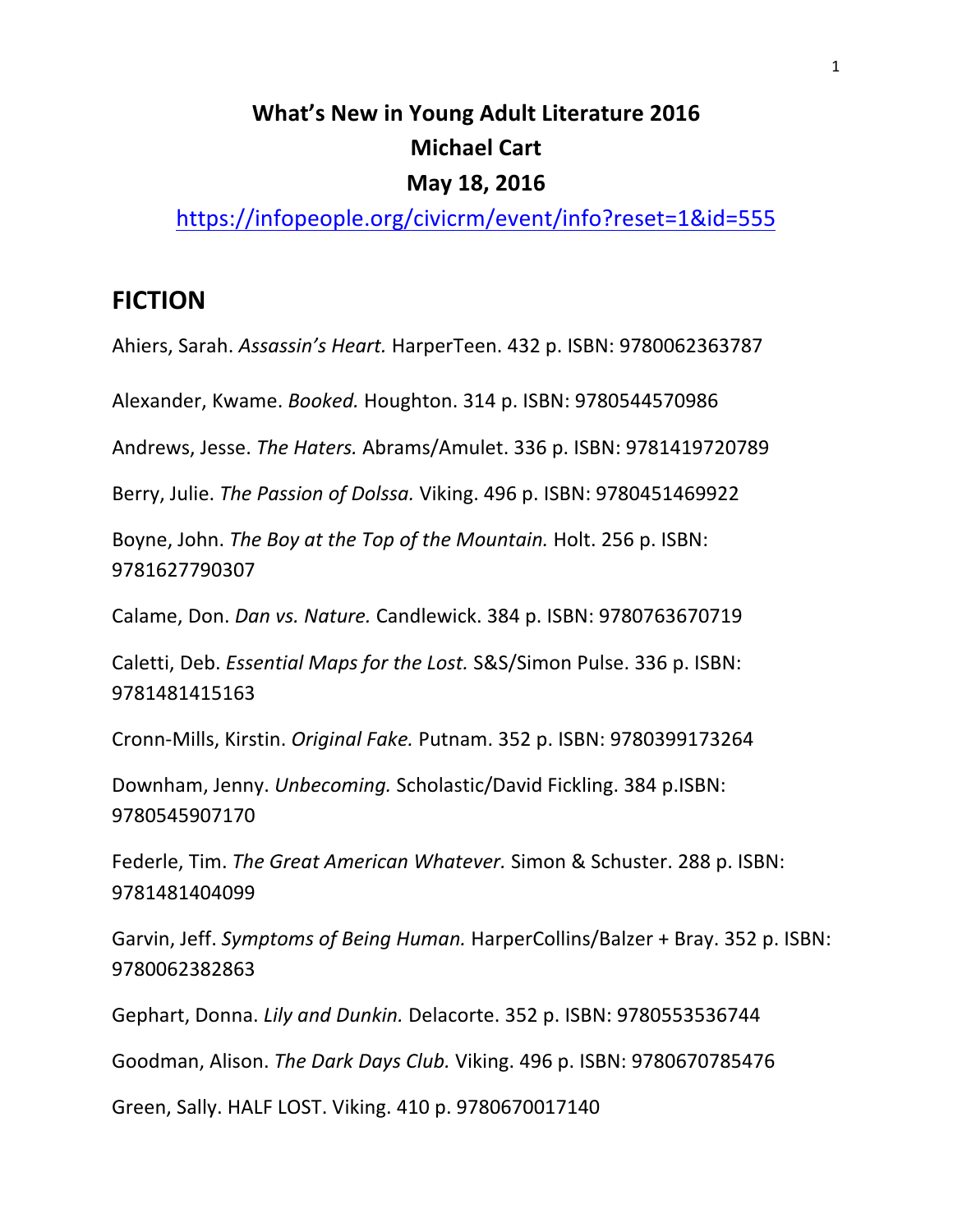# What's New in Young Adult Literature 2016
## Michael Cart
## May 18, 2016

https://infopeople.org/civicrm/event/info?reset=1&id=555

## FICTION

Ahiers, Sarah. *Assassin's Heart.* HarperTeen. 432 p. ISBN: 9780062363787

Alexander, Kwame. *Booked.* Houghton. 314 p. ISBN: 9780544570986

Andrews, Jesse. *The Haters.* Abrams/Amulet. 336 p. ISBN: 9781419720789

Berry, Julie. *The Passion of Dolssa.* Viking. 496 p. ISBN: 9780451469922

Boyne, John. *The Boy at the Top of the Mountain.* Holt. 256 p. ISBN: 9781627790307

Calame, Don. *Dan vs. Nature.* Candlewick. 384 p. ISBN: 9780763670719

Caletti, Deb. *Essential Maps for the Lost.* S&S/Simon Pulse. 336 p. ISBN: 9781481415163

Cronn-Mills, Kirstin. *Original Fake.* Putnam. 352 p. ISBN: 9780399173264

Downham, Jenny. *Unbecoming.* Scholastic/David Fickling. 384 p.ISBN: 9780545907170

Federle, Tim. *The Great American Whatever.* Simon & Schuster. 288 p. ISBN: 9781481404099

Garvin, Jeff. *Symptoms of Being Human.* HarperCollins/Balzer + Bray. 352 p. ISBN: 9780062382863

Gephart, Donna. *Lily and Dunkin.* Delacorte. 352 p. ISBN: 9780553536744

Goodman, Alison. *The Dark Days Club.* Viking. 496 p. ISBN: 9780670785476

Green, Sally. HALF LOST. Viking. 410 p. 9780670017140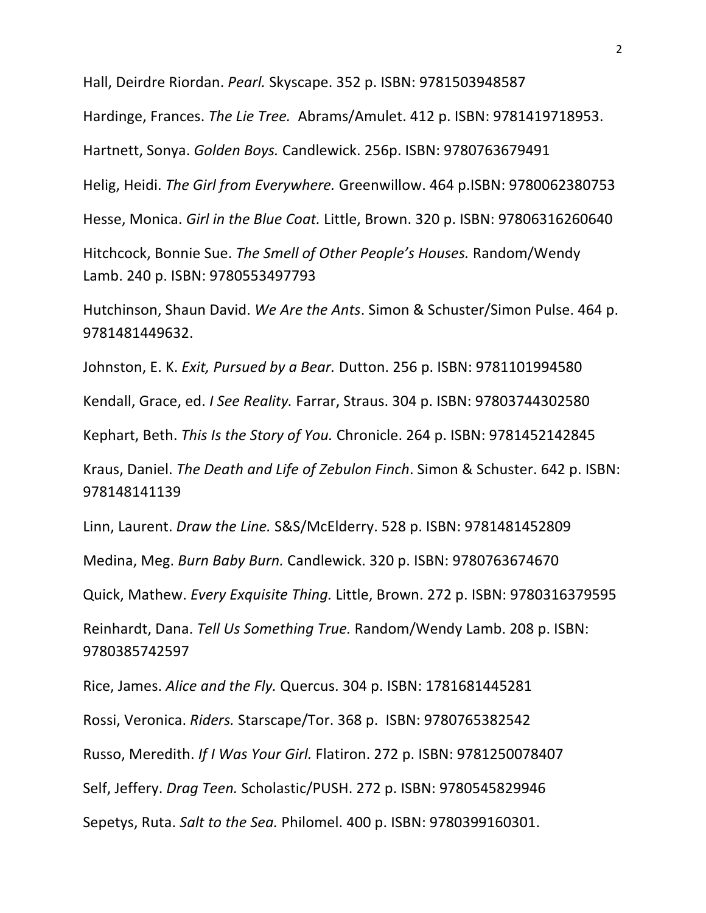Hall, Deirdre Riordan. *Pearl.* Skyscape. 352 p. ISBN: 9781503948587

Hardinge, Frances. *The Lie Tree.* Abrams/Amulet. 412 p. ISBN: 9781419718953.

Hartnett, Sonya. *Golden Boys.* Candlewick. 256p. ISBN: 9780763679491

Helig, Heidi. *The Girl from Everywhere.* Greenwillow. 464 p.ISBN: 9780062380753

Hesse, Monica. *Girl in the Blue Coat.* Little, Brown. 320 p. ISBN: 97806316260640

Hitchcock, Bonnie Sue. *The Smell of Other People's Houses.* Random/Wendy Lamb. 240 p. ISBN: 9780553497793

Hutchinson, Shaun David. *We Are the Ants*. Simon & Schuster/Simon Pulse. 464 p. 9781481449632.

Johnston, E. K. *Exit, Pursued by a Bear.* Dutton. 256 p. ISBN: 9781101994580

Kendall, Grace, ed. *I See Reality.* Farrar, Straus. 304 p. ISBN: 97803744302580

Kephart, Beth. *This Is the Story of You.* Chronicle. 264 p. ISBN: 9781452142845

Kraus, Daniel. *The Death and Life of Zebulon Finch*. Simon & Schuster. 642 p. ISBN: 978148141139

Linn, Laurent. *Draw the Line.* S&S/McElderry. 528 p. ISBN: 9781481452809

Medina, Meg. *Burn Baby Burn.* Candlewick. 320 p. ISBN: 9780763674670

Quick, Mathew. *Every Exquisite Thing.* Little, Brown. 272 p. ISBN: 9780316379595

Reinhardt, Dana. *Tell Us Something True.* Random/Wendy Lamb. 208 p. ISBN: 9780385742597

Rice, James. *Alice and the Fly.* Quercus. 304 p. ISBN: 1781681445281

Rossi, Veronica. *Riders.* Starscape/Tor. 368 p. ISBN: 9780765382542

Russo, Meredith. *If I Was Your Girl.* Flatiron. 272 p. ISBN: 9781250078407

Self, Jeffery. *Drag Teen.* Scholastic/PUSH. 272 p. ISBN: 9780545829946

Sepetys, Ruta. *Salt to the Sea.* Philomel. 400 p. ISBN: 9780399160301.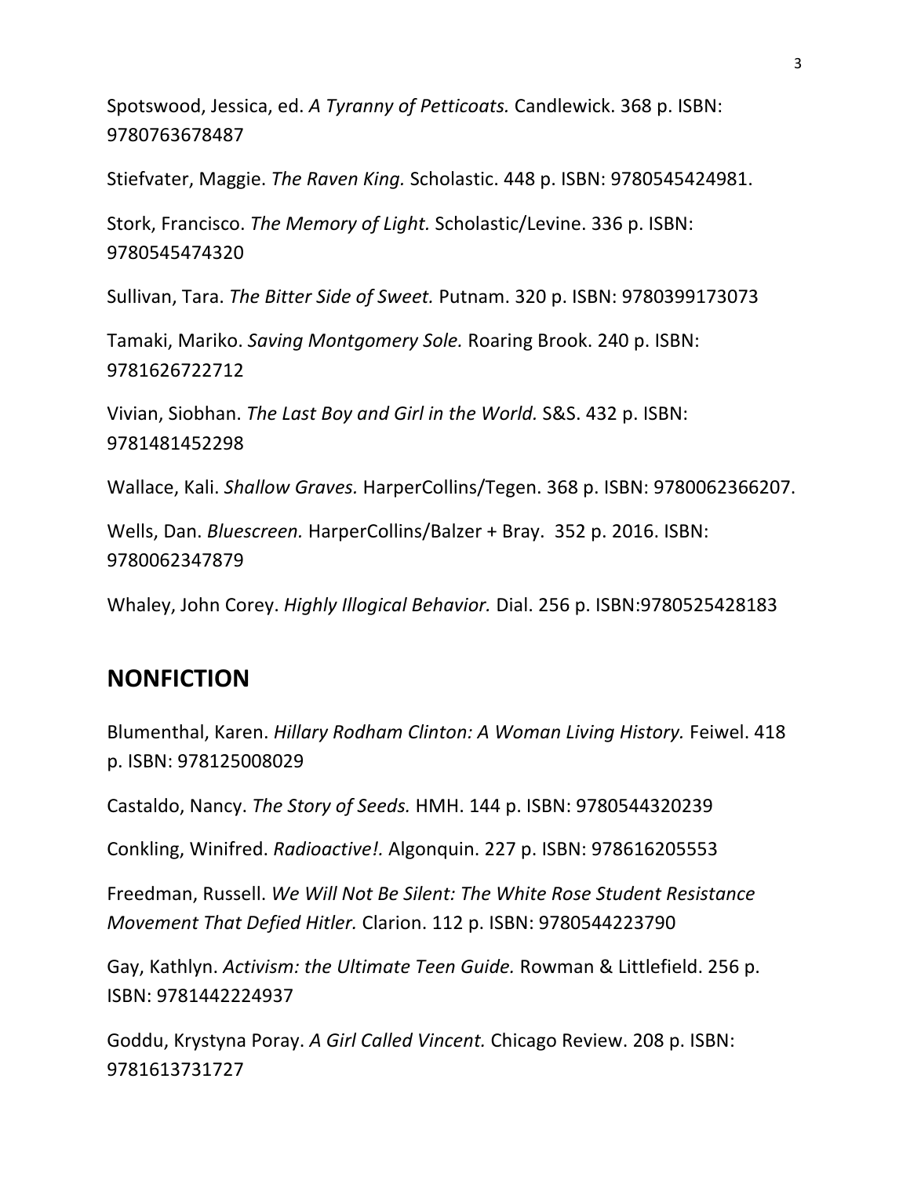Spotswood, Jessica, ed. *A Tyranny of Petticoats.* Candlewick. 368 p. ISBN: 9780763678487

Stiefvater, Maggie. *The Raven King.* Scholastic. 448 p. ISBN: 9780545424981.

Stork, Francisco. *The Memory of Light.* Scholastic/Levine. 336 p. ISBN: 9780545474320

Sullivan, Tara. *The Bitter Side of Sweet.* Putnam. 320 p. ISBN: 9780399173073

Tamaki, Mariko. *Saving Montgomery Sole.* Roaring Brook. 240 p. ISBN: 9781626722712

Vivian, Siobhan. *The Last Boy and Girl in the World.* S&S. 432 p. ISBN: 9781481452298

Wallace, Kali. *Shallow Graves.* HarperCollins/Tegen. 368 p. ISBN: 9780062366207.

Wells, Dan. *Bluescreen.* HarperCollins/Balzer + Bray. 352 p. 2016. ISBN: 9780062347879

Whaley, John Corey. *Highly Illogical Behavior.* Dial. 256 p. ISBN:9780525428183

## NONFICTION

Blumenthal, Karen. *Hillary Rodham Clinton: A Woman Living History.* Feiwel. 418 p. ISBN: 978125008029

Castaldo, Nancy. *The Story of Seeds.* HMH. 144 p. ISBN: 9780544320239

Conkling, Winifred. *Radioactive!.* Algonquin. 227 p. ISBN: 978616205553

Freedman, Russell. *We Will Not Be Silent: The White Rose Student Resistance Movement That Defied Hitler.* Clarion. 112 p. ISBN: 9780544223790

Gay, Kathlyn. *Activism: the Ultimate Teen Guide.* Rowman & Littlefield. 256 p. ISBN: 9781442224937

Goddu, Krystyna Poray. *A Girl Called Vincent.* Chicago Review. 208 p. ISBN: 9781613731727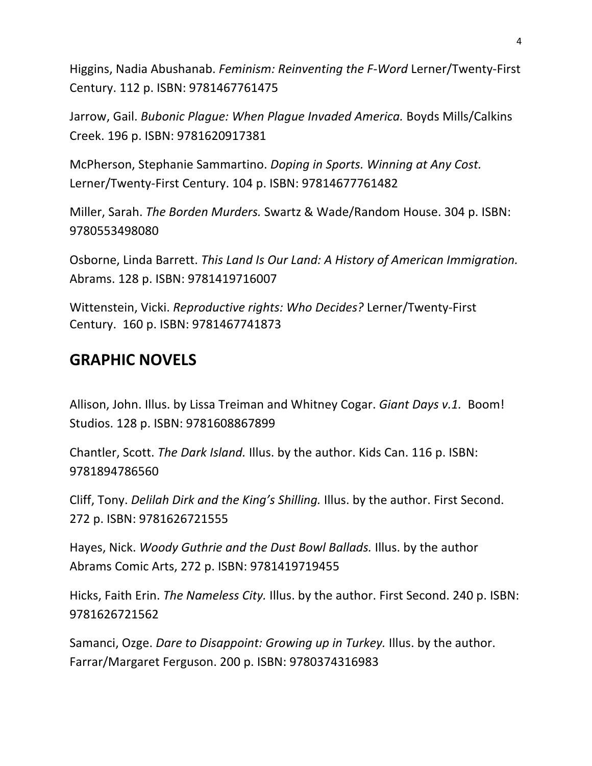Higgins, Nadia Abushanab. *Feminism: Reinventing the F-Word* Lerner/Twenty-First Century. 112 p. ISBN: 9781467761475

Jarrow, Gail. *Bubonic Plague: When Plague Invaded America.* Boyds Mills/Calkins Creek. 196 p. ISBN: 9781620917381

McPherson, Stephanie Sammartino. *Doping in Sports. Winning at Any Cost.* Lerner/Twenty-First Century. 104 p. ISBN: 97814677761482

Miller, Sarah. *The Borden Murders.* Swartz & Wade/Random House. 304 p. ISBN: 9780553498080

Osborne, Linda Barrett. *This Land Is Our Land: A History of American Immigration.* Abrams. 128 p. ISBN: 9781419716007

Wittenstein, Vicki. *Reproductive rights: Who Decides?* Lerner/Twenty-First Century. 160 p. ISBN: 9781467741873

## GRAPHIC NOVELS

Allison, John. Illus. by Lissa Treiman and Whitney Cogar. *Giant Days v.1.* Boom! Studios. 128 p. ISBN: 9781608867899

Chantler, Scott. *The Dark Island.* Illus. by the author. Kids Can. 116 p. ISBN: 9781894786560

Cliff, Tony. *Delilah Dirk and the King's Shilling.* Illus. by the author. First Second. 272 p. ISBN: 9781626721555

Hayes, Nick. *Woody Guthrie and the Dust Bowl Ballads.* Illus. by the author Abrams Comic Arts, 272 p. ISBN: 9781419719455

Hicks, Faith Erin. *The Nameless City.* Illus. by the author. First Second. 240 p. ISBN: 9781626721562

Samanci, Ozge. *Dare to Disappoint: Growing up in Turkey.* Illus. by the author. Farrar/Margaret Ferguson. 200 p. ISBN: 9780374316983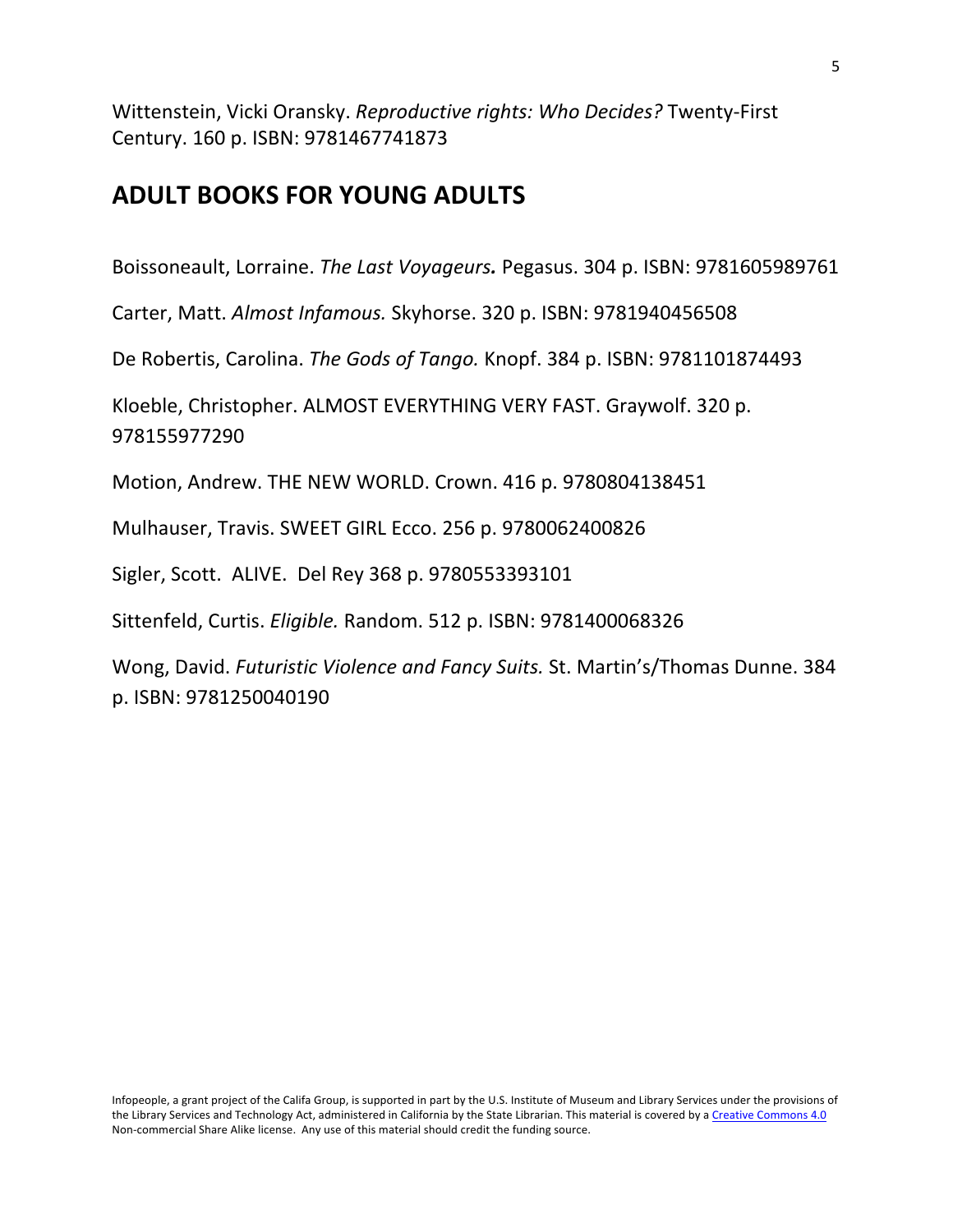Wittenstein, Vicki Oransky. *Reproductive rights: Who Decides?* Twenty-First Century. 160 p. ISBN: 9781467741873

## ADULT BOOKS FOR YOUNG ADULTS

Boissoneault, Lorraine. *The Last Voyageurs.* Pegasus. 304 p. ISBN: 9781605989761

Carter, Matt. *Almost Infamous.* Skyhorse. 320 p. ISBN: 9781940456508

De Robertis, Carolina. *The Gods of Tango.* Knopf. 384 p. ISBN: 9781101874493

Kloeble, Christopher. ALMOST EVERYTHING VERY FAST. Graywolf. 320 p. 978155977290

Motion, Andrew. THE NEW WORLD. Crown. 416 p. 9780804138451

Mulhauser, Travis. SWEET GIRL Ecco. 256 p. 9780062400826

Sigler, Scott. ALIVE. Del Rey 368 p. 9780553393101

Sittenfeld, Curtis. *Eligible.* Random. 512 p. ISBN: 9781400068326

Wong, David. *Futuristic Violence and Fancy Suits.* St. Martin's/Thomas Dunne. 384 p. ISBN: 9781250040190

Infopeople, a grant project of the Califa Group, is supported in part by the U.S. Institute of Museum and Library Services under the provisions of the Library Services and Technology Act, administered in California by the State Librarian. This material is covered by a Creative Commons 4.0 Non-commercial Share Alike license. Any use of this material should credit the funding source.